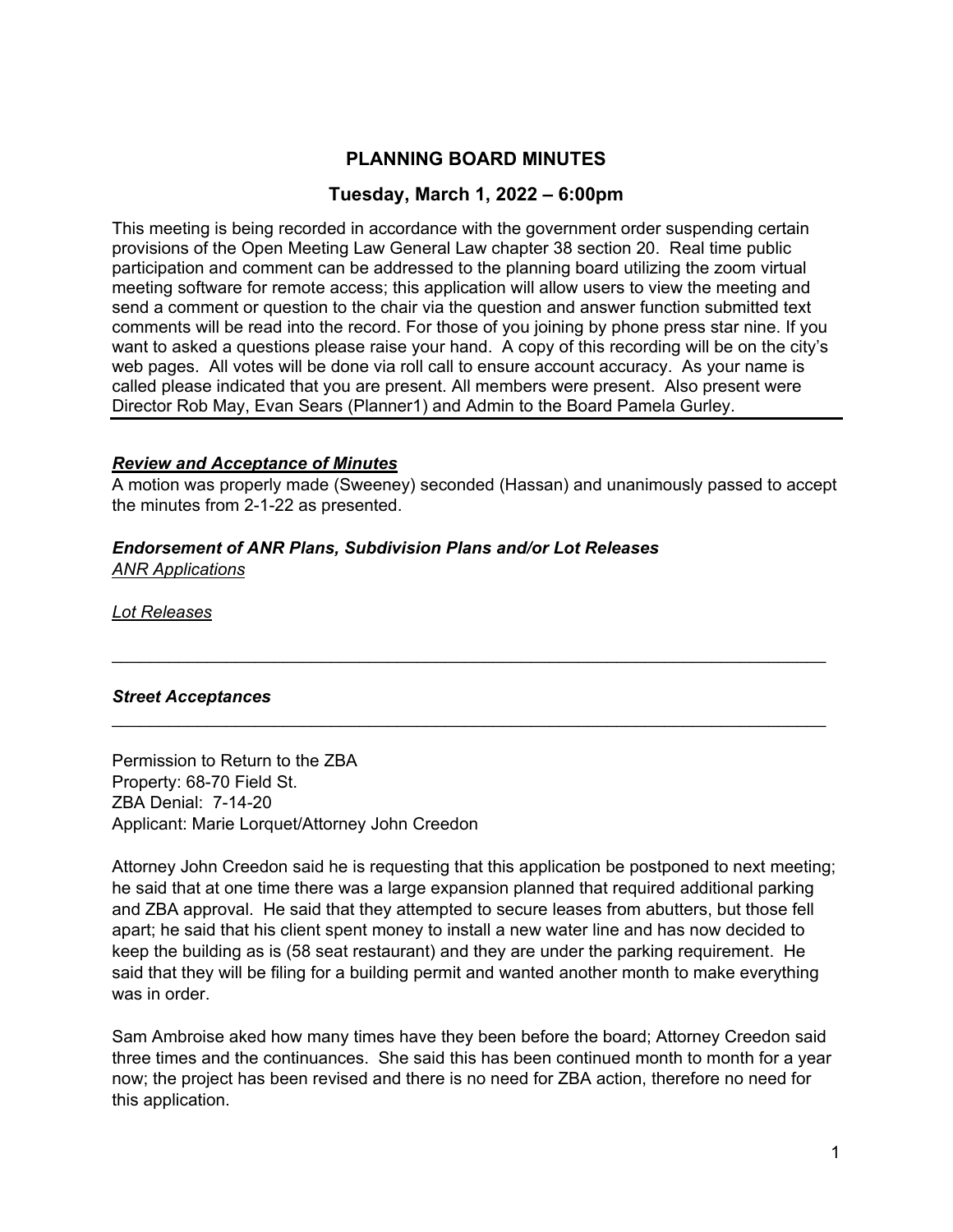## PLANNING BOARD MINUTES

### Tuesday, March 1, 2022 – 6:00pm

This meeting is being recorded in accordance with the government order suspending certain provisions of the Open Meeting Law General Law chapter 38 section 20. Real time public participation and comment can be addressed to the planning board utilizing the zoom virtual meeting software for remote access; this application will allow users to view the meeting and send a comment or question to the chair via the question and answer function submitted text comments will be read into the record. For those of you joining by phone press star nine. If you want to asked a questions please raise your hand. A copy of this recording will be on the city's web pages. All votes will be done via roll call to ensure account accuracy. As your name is called please indicated that you are present. All members were present. Also present were Director Rob May, Evan Sears (Planner1) and Admin to the Board Pamela Gurley.

---

***Review and Acceptance of Minutes***

A motion was properly made (Sweeney) seconded (Hassan) and unanimously passed to accept the minutes from 2-1-22 as presented.

***Endorsement of ANR Plans, Subdivision Plans and/or Lot Releases***

*ANR Applications*

*Lot Releases*

---

***Street Acceptances***

---

Permission to Return to the ZBA
Property: 68-70 Field St.
ZBA Denial: 7-14-20
Applicant: Marie Lorquet/Attorney John Creedon

Attorney John Creedon said he is requesting that this application be postponed to next meeting; he said that at one time there was a large expansion planned that required additional parking and ZBA approval. He said that they attempted to secure leases from abutters, but those fell apart; he said that his client spent money to install a new water line and has now decided to keep the building as is (58 seat restaurant) and they are under the parking requirement. He said that they will be filing for a building permit and wanted another month to make everything was in order.

Sam Ambroise aked how many times have they been before the board; Attorney Creedon said three times and the continuances. She said this has been continued month to month for a year now; the project has been revised and there is no need for ZBA action, therefore no need for this application.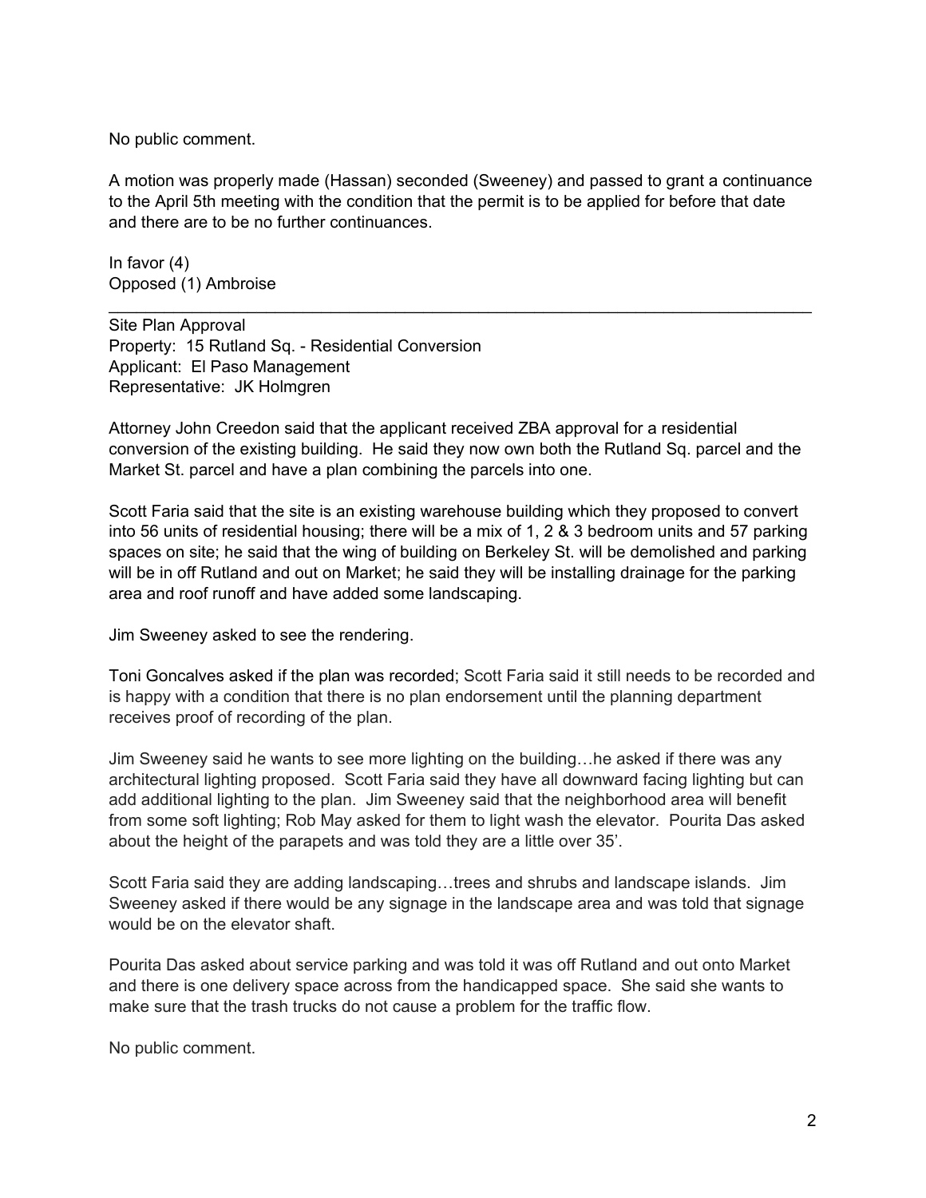No public comment.

A motion was properly made (Hassan) seconded (Sweeney) and passed to grant a continuance to the April 5th meeting with the condition that the permit is to be applied for before that date and there are to be no further continuances.

In favor (4)
Opposed (1) Ambroise

---

Site Plan Approval
Property: 15 Rutland Sq. - Residential Conversion
Applicant: El Paso Management
Representative: JK Holmgren

Attorney John Creedon said that the applicant received ZBA approval for a residential conversion of the existing building. He said they now own both the Rutland Sq. parcel and the Market St. parcel and have a plan combining the parcels into one.

Scott Faria said that the site is an existing warehouse building which they proposed to convert into 56 units of residential housing; there will be a mix of 1, 2 & 3 bedroom units and 57 parking spaces on site; he said that the wing of building on Berkeley St. will be demolished and parking will be in off Rutland and out on Market; he said they will be installing drainage for the parking area and roof runoff and have added some landscaping.

Jim Sweeney asked to see the rendering.

Toni Goncalves asked if the plan was recorded; Scott Faria said it still needs to be recorded and is happy with a condition that there is no plan endorsement until the planning department receives proof of recording of the plan.

Jim Sweeney said he wants to see more lighting on the building…he asked if there was any architectural lighting proposed. Scott Faria said they have all downward facing lighting but can add additional lighting to the plan. Jim Sweeney said that the neighborhood area will benefit from some soft lighting; Rob May asked for them to light wash the elevator. Pourita Das asked about the height of the parapets and was told they are a little over 35'.

Scott Faria said they are adding landscaping…trees and shrubs and landscape islands. Jim Sweeney asked if there would be any signage in the landscape area and was told that signage would be on the elevator shaft.

Pourita Das asked about service parking and was told it was off Rutland and out onto Market and there is one delivery space across from the handicapped space. She said she wants to make sure that the trash trucks do not cause a problem for the traffic flow.

No public comment.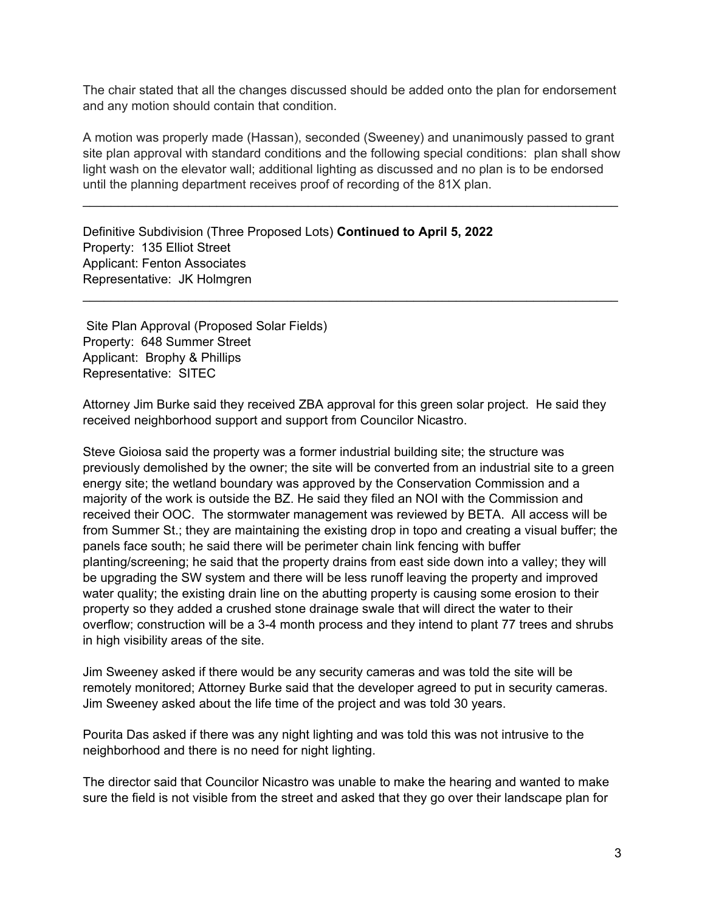The chair stated that all the changes discussed should be added onto the plan for endorsement and any motion should contain that condition.

A motion was properly made (Hassan), seconded (Sweeney) and unanimously passed to grant site plan approval with standard conditions and the following special conditions: plan shall show light wash on the elevator wall; additional lighting as discussed and no plan is to be endorsed until the planning department receives proof of recording of the 81X plan.

---

Definitive Subdivision (Three Proposed Lots) **Continued to April 5, 2022**
Property: 135 Elliot Street
Applicant: Fenton Associates
Representative: JK Holmgren

---

Site Plan Approval (Proposed Solar Fields)
Property: 648 Summer Street
Applicant: Brophy & Phillips
Representative: SITEC

Attorney Jim Burke said they received ZBA approval for this green solar project. He said they received neighborhood support and support from Councilor Nicastro.

Steve Gioiosa said the property was a former industrial building site; the structure was previously demolished by the owner; the site will be converted from an industrial site to a green energy site; the wetland boundary was approved by the Conservation Commission and a majority of the work is outside the BZ. He said they filed an NOI with the Commission and received their OOC. The stormwater management was reviewed by BETA. All access will be from Summer St.; they are maintaining the existing drop in topo and creating a visual buffer; the panels face south; he said there will be perimeter chain link fencing with buffer planting/screening; he said that the property drains from east side down into a valley; they will be upgrading the SW system and there will be less runoff leaving the property and improved water quality; the existing drain line on the abutting property is causing some erosion to their property so they added a crushed stone drainage swale that will direct the water to their overflow; construction will be a 3-4 month process and they intend to plant 77 trees and shrubs in high visibility areas of the site.

Jim Sweeney asked if there would be any security cameras and was told the site will be remotely monitored; Attorney Burke said that the developer agreed to put in security cameras. Jim Sweeney asked about the life time of the project and was told 30 years.

Pourita Das asked if there was any night lighting and was told this was not intrusive to the neighborhood and there is no need for night lighting.

The director said that Councilor Nicastro was unable to make the hearing and wanted to make sure the field is not visible from the street and asked that they go over their landscape plan for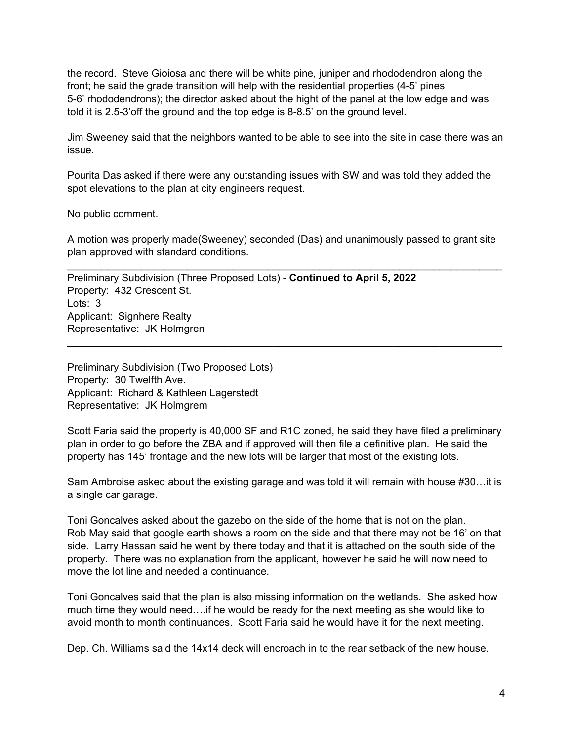the record. Steve Gioiosa and there will be white pine, juniper and rhododendron along the front; he said the grade transition will help with the residential properties (4-5' pines 5-6' rhododendrons); the director asked about the hight of the panel at the low edge and was told it is 2.5-3'off the ground and the top edge is 8-8.5' on the ground level.

Jim Sweeney said that the neighbors wanted to be able to see into the site in case there was an issue.

Pourita Das asked if there were any outstanding issues with SW and was told they added the spot elevations to the plan at city engineers request.

No public comment.

A motion was properly made(Sweeney) seconded (Das) and unanimously passed to grant site plan approved with standard conditions.

---

Preliminary Subdivision (Three Proposed Lots) - **Continued to April 5, 2022**
Property: 432 Crescent St.
Lots: 3
Applicant: Signhere Realty
Representative: JK Holmgren

---

Preliminary Subdivision (Two Proposed Lots)
Property: 30 Twelfth Ave.
Applicant: Richard & Kathleen Lagerstedt
Representative: JK Holmgrem

Scott Faria said the property is 40,000 SF and R1C zoned, he said they have filed a preliminary plan in order to go before the ZBA and if approved will then file a definitive plan. He said the property has 145' frontage and the new lots will be larger that most of the existing lots.

Sam Ambroise asked about the existing garage and was told it will remain with house #30…it is a single car garage.

Toni Goncalves asked about the gazebo on the side of the home that is not on the plan. Rob May said that google earth shows a room on the side and that there may not be 16' on that side. Larry Hassan said he went by there today and that it is attached on the south side of the property. There was no explanation from the applicant, however he said he will now need to move the lot line and needed a continuance.

Toni Goncalves said that the plan is also missing information on the wetlands. She asked how much time they would need….if he would be ready for the next meeting as she would like to avoid month to month continuances. Scott Faria said he would have it for the next meeting.

Dep. Ch. Williams said the 14x14 deck will encroach in to the rear setback of the new house.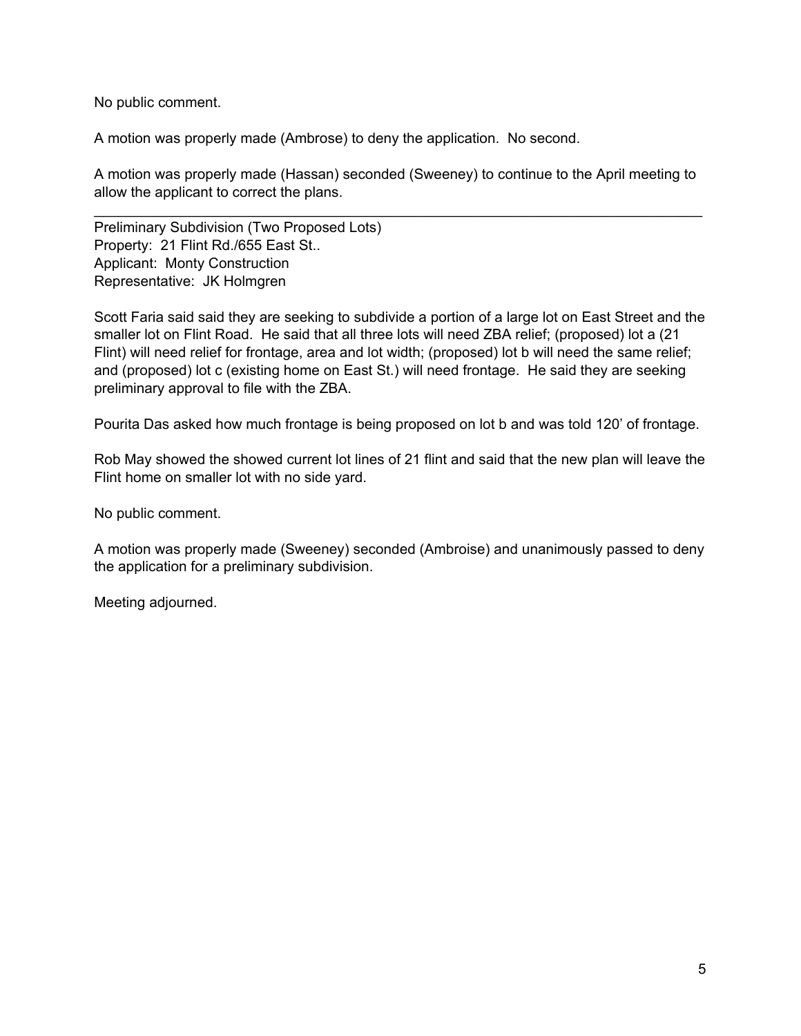No public comment.

A motion was properly made (Ambrose) to deny the application. No second.

A motion was properly made (Hassan) seconded (Sweeney) to continue to the April meeting to allow the applicant to correct the plans.

---

Preliminary Subdivision (Two Proposed Lots)
Property: 21 Flint Rd./655 East St..
Applicant: Monty Construction
Representative: JK Holmgren

Scott Faria said said they are seeking to subdivide a portion of a large lot on East Street and the smaller lot on Flint Road. He said that all three lots will need ZBA relief; (proposed) lot a (21 Flint) will need relief for frontage, area and lot width; (proposed) lot b will need the same relief; and (proposed) lot c (existing home on East St.) will need frontage. He said they are seeking preliminary approval to file with the ZBA.

Pourita Das asked how much frontage is being proposed on lot b and was told 120' of frontage.

Rob May showed the showed current lot lines of 21 flint and said that the new plan will leave the Flint home on smaller lot with no side yard.

No public comment.

A motion was properly made (Sweeney) seconded (Ambroise) and unanimously passed to deny the application for a preliminary subdivision.

Meeting adjourned.